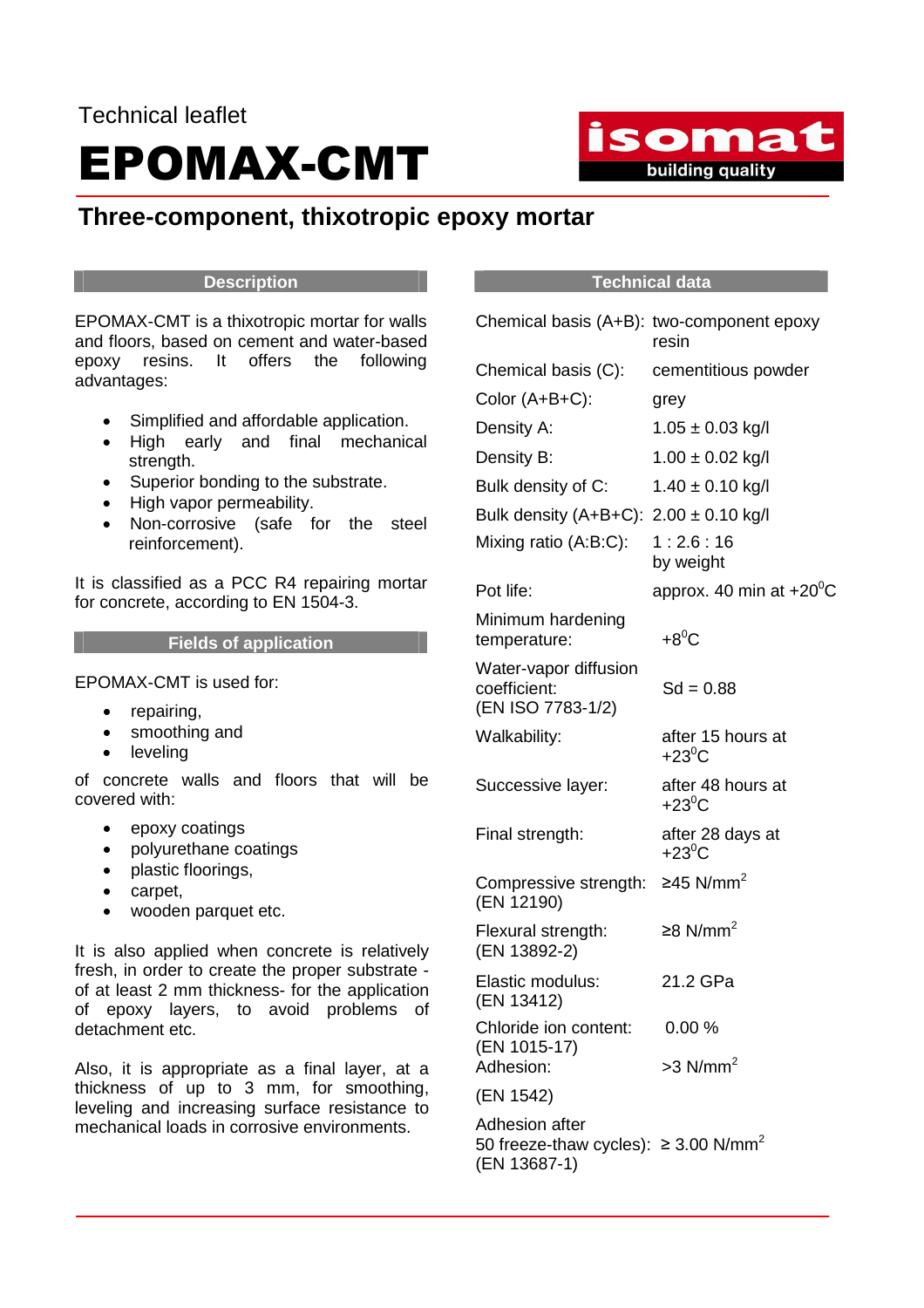Technical leaflet

# EPOMAX-CMT

## Three-component, thixotropic epoxy mortar

### Description

EPOMAX-CMT is a thixotropic mortar for walls and floors, based on cement and water-based epoxy resins. It offers the following advantages:

- Simplified and affordable application.
- High early and final mechanical strength.
- Superior bonding to the substrate.
- High vapor permeability.
- Non-corrosive (safe for the steel reinforcement).

It is classified as a PCC R4 repairing mortar for concrete, according to EN 1504-3.

### Fields of application

EPOMAX-CMT is used for:

- repairing,
- smoothing and
- leveling

of concrete walls and floors that will be covered with:

- epoxy coatings
- polyurethane coatings
- plastic floorings,
- carpet,
- wooden parquet etc.

It is also applied when concrete is relatively fresh, in order to create the proper substrate - of at least 2 mm thickness- for the application of epoxy layers, to avoid problems of detachment etc.

Also, it is appropriate as a final layer, at a thickness of up to 3 mm, for smoothing, leveling and increasing surface resistance to mechanical loads in corrosive environments.

### Technical data

| | |
|---|---|
| Chemical basis (A+B): | two-component epoxy resin |
| Chemical basis (C): | cementitious powder |
| Color (A+B+C): | grey |
| Density A: | 1.05 ± 0.03 kg/l |
| Density B: | 1.00 ± 0.02 kg/l |
| Bulk density of C: | 1.40 ± 0.10 kg/l |
| Bulk density (A+B+C): | 2.00 ± 0.10 kg/l |
| Mixing ratio (A:B:C): | 1 : 2.6 : 16 by weight |
| Pot life: | approx. 40 min at +20$^0$C |
| Minimum hardening temperature: | +8$^0$C |
| Water-vapor diffusion coefficient: (EN ISO 7783-1/2) | Sd = 0.88 |
| Walkability: | after 15 hours at +23$^0$C |
| Successive layer: | after 48 hours at +23$^0$C |
| Final strength: | after 28 days at +23$^0$C |
| Compressive strength: (EN 12190) | ≥45 N/mm$^2$ |
| Flexural strength: (EN 13892-2) | ≥8 N/mm$^2$ |
| Elastic modulus: (EN 13412) | 21.2 GPa |
| Chloride ion content: (EN 1015-17) | 0.00 % |
| Adhesion: (EN 1542) | >3 N/mm$^2$ |
| Adhesion after 50 freeze-thaw cycles): (EN 13687-1) | ≥ 3.00 N/mm$^2$ |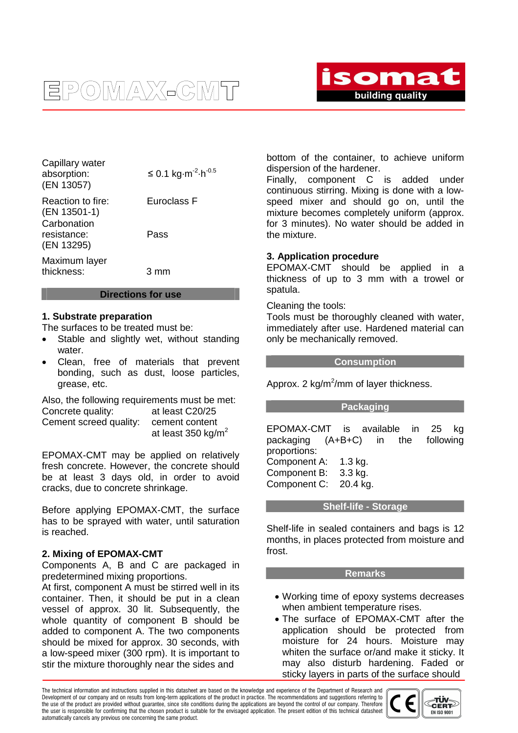| | |
|---|---|
| Capillary water absorption: (EN 13057) | ≤ 0.1 $kg{\cdot}m^{-2}{\cdot}h^{-0.5}$ |
| Reaction to fire: (EN 13501-1) | Euroclass F |
| Carbonation resistance: (EN 13295) | Pass |
| Maximum layer thickness: | 3 mm |

## Directions for use

### 1. Substrate preparation

The surfaces to be treated must be:

- Stable and slightly wet, without standing water.
- Clean, free of materials that prevent bonding, such as dust, loose particles, grease, etc.

Also, the following requirements must be met:

| | |
|---|---|
| Concrete quality: | at least C20/25 |
| Cement screed quality: | cement content at least 350 $kg/m^2$ |

EPOMAX-CMT may be applied on relatively fresh concrete. However, the concrete should be at least 3 days old, in order to avoid cracks, due to concrete shrinkage.

Before applying EPOMAX-CMT, the surface has to be sprayed with water, until saturation is reached.

### 2. Mixing of EPOMAX-CMT

Components A, B and C are packaged in predetermined mixing proportions.
At first, component A must be stirred well in its container. Then, it should be put in a clean vessel of approx. 30 lit. Subsequently, the whole quantity of component B should be added to component A. The two components should be mixed for approx. 30 seconds, with a low-speed mixer (300 rpm). It is important to stir the mixture thoroughly near the sides and bottom of the container, to achieve uniform dispersion of the hardener.
Finally, component C is added under continuous stirring. Mixing is done with a low-speed mixer and should go on, until the mixture becomes completely uniform (approx. for 3 minutes). No water should be added in the mixture.

### 3. Application procedure

EPOMAX-CMT should be applied in a thickness of up to 3 mm with a trowel or spatula.

Cleaning the tools:
Tools must be thoroughly cleaned with water, immediately after use. Hardened material can only be mechanically removed.

## Consumption

Approx. 2 $kg/m^2$/mm of layer thickness.

## Packaging

EPOMAX-CMT is available in 25 kg packaging (A+B+C) in the following proportions:

| | |
|---|---|
| Component A: | 1.3 kg. |
| Component B: | 3.3 kg. |
| Component C: | 20.4 kg. |

## Shelf-life - Storage

Shelf-life in sealed containers and bags is 12 months, in places protected from moisture and frost.

## Remarks

- Working time of epoxy systems decreases when ambient temperature rises.
- The surface of EPOMAX-CMT after the application should be protected from moisture for 24 hours. Moisture may whiten the surface or/and make it sticky. It may also disturb hardening. Faded or sticky layers in parts of the surface should

The technical information and instructions supplied in this datasheet are based on the knowledge and experience of the Department of Research and Development of our company and on results from long-term applications of the product in practice. The recommendations and suggestions referring to the use of the product are provided without guarantee, since site conditions during the applications are beyond the control of our company. Therefore the user is responsible for confirming that the chosen product is suitable for the envisaged application. The present edition of this technical datasheet automatically cancels any previous one concerning the same product.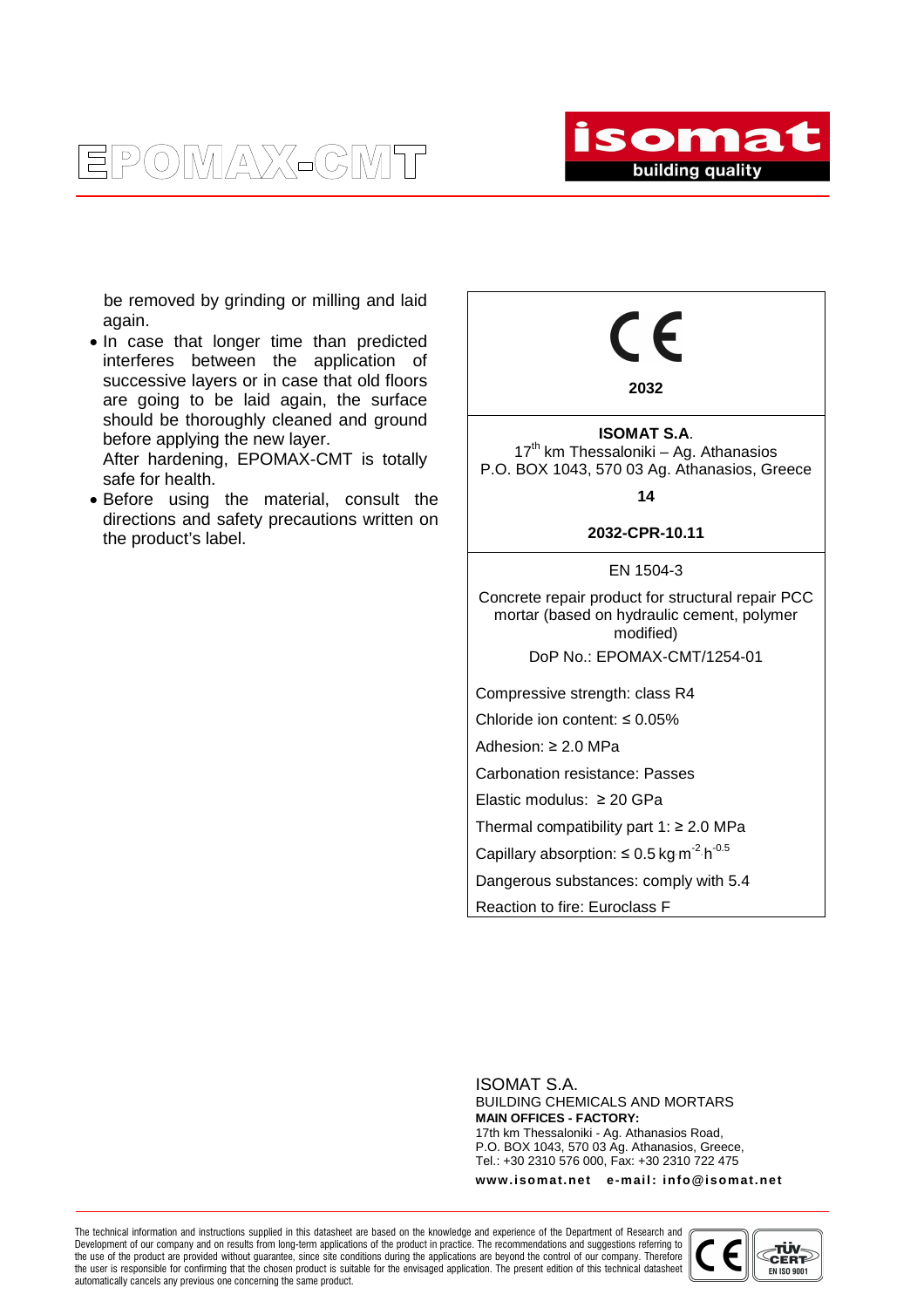be removed by grinding or milling and laid again.

- In case that longer time than predicted interferes between the application of successive layers or in case that old floors are going to be laid again, the surface should be thoroughly cleaned and ground before applying the new layer.
  After hardening, EPOMAX-CMT is totally safe for health.
- Before using the material, consult the directions and safety precautions written on the product's label.

CE

**2032**

**ISOMAT S.A.**
$17^{th}$ km Thessaloniki – Ag. Athanasios
P.O. BOX 1043, 570 03 Ag. Athanasios, Greece

**14**

**2032-CPR-10.11**

EN 1504-3

Concrete repair product for structural repair PCC mortar (based on hydraulic cement, polymer modified)

DoP No.: EPOMAX-CMT/1254-01

Compressive strength: class R4

Chloride ion content: ≤ 0.05%

Adhesion: ≥ 2.0 MPa

Carbonation resistance: Passes

Elastic modulus: ≥ 20 GPa

Thermal compatibility part 1: ≥ 2.0 MPa

Capillary absorption: ≤ 0.5 $kg \cdot m^{-2} \cdot h^{-0.5}$

Dangerous substances: comply with 5.4

Reaction to fire: Euroclass F

ISOMAT S.A.
BUILDING CHEMICALS AND MORTARS
**MAIN OFFICES - FACTORY:**
17th km Thessaloniki - Ag. Athanasios Road,
P.O. BOX 1043, 570 03 Ag. Athanasios, Greece,
Tel.: +30 2310 576 000, Fax: +30 2310 722 475

**www.isomat.net e-mail: info@isomat.net**

The technical information and instructions supplied in this datasheet are based on the knowledge and experience of the Department of Research and Development of our company and on results from long-term applications of the product in practice. The recommendations and suggestions referring to the use of the product are provided without guarantee, since site conditions during the applications are beyond the control of our company. Therefore the user is responsible for confirming that the chosen product is suitable for the envisaged application. The present edition of this technical datasheet automatically cancels any previous one concerning the same product.